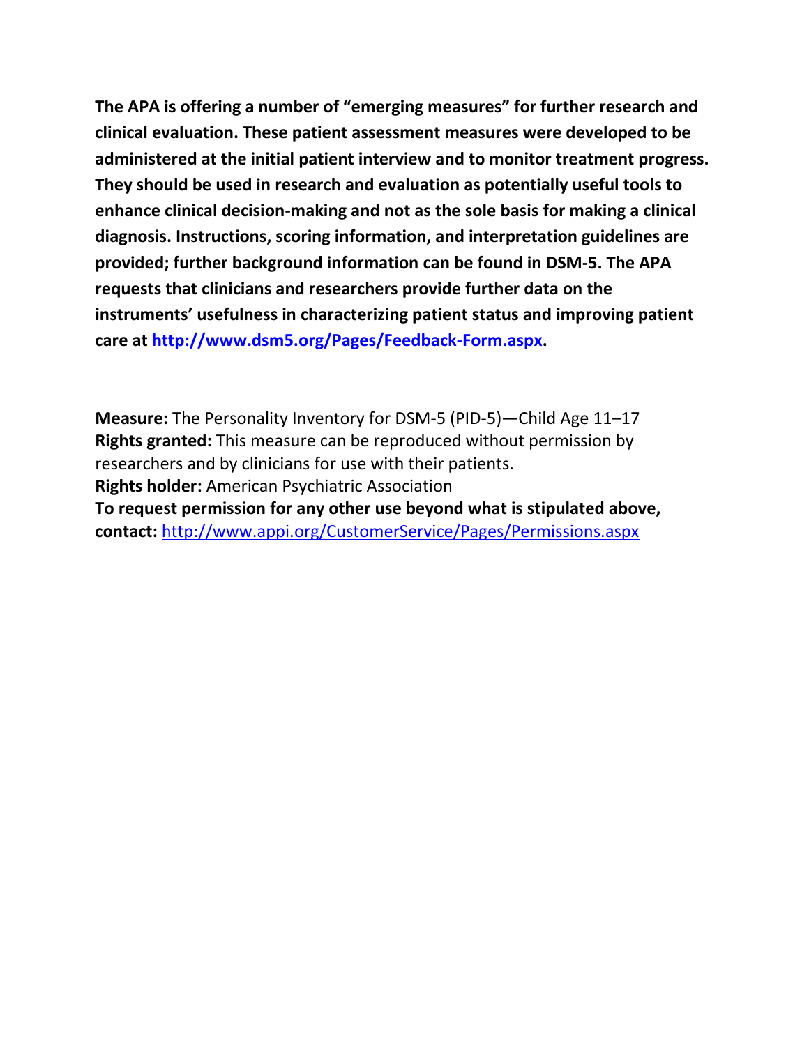**The APA is offering a number of "emerging measures" for further research and clinical evaluation. These patient assessment measures were developed to be administered at the initial patient interview and to monitor treatment progress. They should be used in research and evaluation as potentially useful tools to enhance clinical decision-making and not as the sole basis for making a clinical diagnosis. Instructions, scoring information, and interpretation guidelines are provided; further background information can be found in DSM-5. The APA requests that clinicians and researchers provide further data on the instruments' usefulness in characterizing patient status and improving patient care at [http://www.dsm5.org/Pages/Feedback-Form.aspx](http://www.dsm5.org/Pages/Feedback-Form.aspx).**

**Measure:** The Personality Inventory for DSM-5 (PID-5)—Child Age 11–17
**Rights granted:** This measure can be reproduced without permission by researchers and by clinicians for use with their patients.
**Rights holder:** American Psychiatric Association
**To request permission for any other use beyond what is stipulated above, contact:** [http://www.appi.org/CustomerService/Pages/Permissions.aspx](http://www.appi.org/CustomerService/Pages/Permissions.aspx)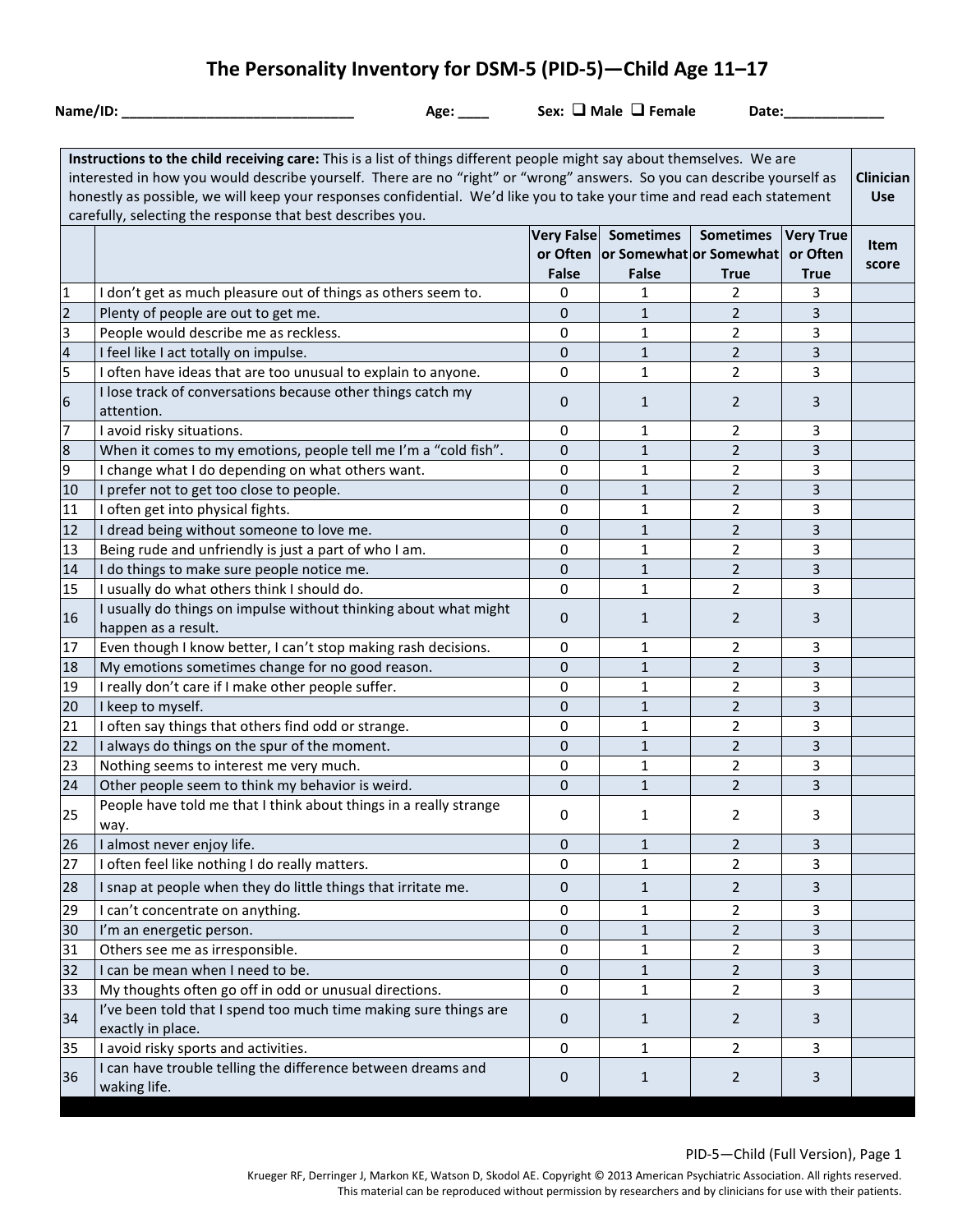# The Personality Inventory for DSM-5 (PID-5)—Child Age 11–17

**Name/ID:** ______________________________ **Age:** ____ **Sex:** ❑ **Male** ❑ **Female** **Date:**_____________

| **Instructions to the child receiving care:** This is a list of things different people might say about themselves. We are interested in how you would describe yourself. There are no "right" or "wrong" answers. So you can describe yourself as honestly as possible, we will keep your responses confidential. We'd like you to take your time and read each statement carefully, selecting the response that best describes you. | | | | | | **Clinician Use** |
|---|---|---|---|---|---|---|
| | | **Very False or Often False** | **Sometimes or Somewhat False** | **Sometimes or Somewhat True** | **Very True or Often True** | **Item score** |
| 1 | I don't get as much pleasure out of things as others seem to. | 0 | 1 | 2 | 3 | |
| 2 | Plenty of people are out to get me. | 0 | 1 | 2 | 3 | |
| 3 | People would describe me as reckless. | 0 | 1 | 2 | 3 | |
| 4 | I feel like I act totally on impulse. | 0 | 1 | 2 | 3 | |
| 5 | I often have ideas that are too unusual to explain to anyone. | 0 | 1 | 2 | 3 | |
| 6 | I lose track of conversations because other things catch my attention. | 0 | 1 | 2 | 3 | |
| 7 | I avoid risky situations. | 0 | 1 | 2 | 3 | |
| 8 | When it comes to my emotions, people tell me I'm a "cold fish". | 0 | 1 | 2 | 3 | |
| 9 | I change what I do depending on what others want. | 0 | 1 | 2 | 3 | |
| 10 | I prefer not to get too close to people. | 0 | 1 | 2 | 3 | |
| 11 | I often get into physical fights. | 0 | 1 | 2 | 3 | |
| 12 | I dread being without someone to love me. | 0 | 1 | 2 | 3 | |
| 13 | Being rude and unfriendly is just a part of who I am. | 0 | 1 | 2 | 3 | |
| 14 | I do things to make sure people notice me. | 0 | 1 | 2 | 3 | |
| 15 | I usually do what others think I should do. | 0 | 1 | 2 | 3 | |
| 16 | I usually do things on impulse without thinking about what might happen as a result. | 0 | 1 | 2 | 3 | |
| 17 | Even though I know better, I can't stop making rash decisions. | 0 | 1 | 2 | 3 | |
| 18 | My emotions sometimes change for no good reason. | 0 | 1 | 2 | 3 | |
| 19 | I really don't care if I make other people suffer. | 0 | 1 | 2 | 3 | |
| 20 | I keep to myself. | 0 | 1 | 2 | 3 | |
| 21 | I often say things that others find odd or strange. | 0 | 1 | 2 | 3 | |
| 22 | I always do things on the spur of the moment. | 0 | 1 | 2 | 3 | |
| 23 | Nothing seems to interest me very much. | 0 | 1 | 2 | 3 | |
| 24 | Other people seem to think my behavior is weird. | 0 | 1 | 2 | 3 | |
| 25 | People have told me that I think about things in a really strange way. | 0 | 1 | 2 | 3 | |
| 26 | I almost never enjoy life. | 0 | 1 | 2 | 3 | |
| 27 | I often feel like nothing I do really matters. | 0 | 1 | 2 | 3 | |
| 28 | I snap at people when they do little things that irritate me. | 0 | 1 | 2 | 3 | |
| 29 | I can't concentrate on anything. | 0 | 1 | 2 | 3 | |
| 30 | I'm an energetic person. | 0 | 1 | 2 | 3 | |
| 31 | Others see me as irresponsible. | 0 | 1 | 2 | 3 | |
| 32 | I can be mean when I need to be. | 0 | 1 | 2 | 3 | |
| 33 | My thoughts often go off in odd or unusual directions. | 0 | 1 | 2 | 3 | |
| 34 | I've been told that I spend too much time making sure things are exactly in place. | 0 | 1 | 2 | 3 | |
| 35 | I avoid risky sports and activities. | 0 | 1 | 2 | 3 | |
| 36 | I can have trouble telling the difference between dreams and waking life. | 0 | 1 | 2 | 3 | |

PID-5—Child (Full Version), Page 1

Krueger RF, Derringer J, Markon KE, Watson D, Skodol AE. Copyright © 2013 American Psychiatric Association. All rights reserved.
This material can be reproduced without permission by researchers and by clinicians for use with their patients.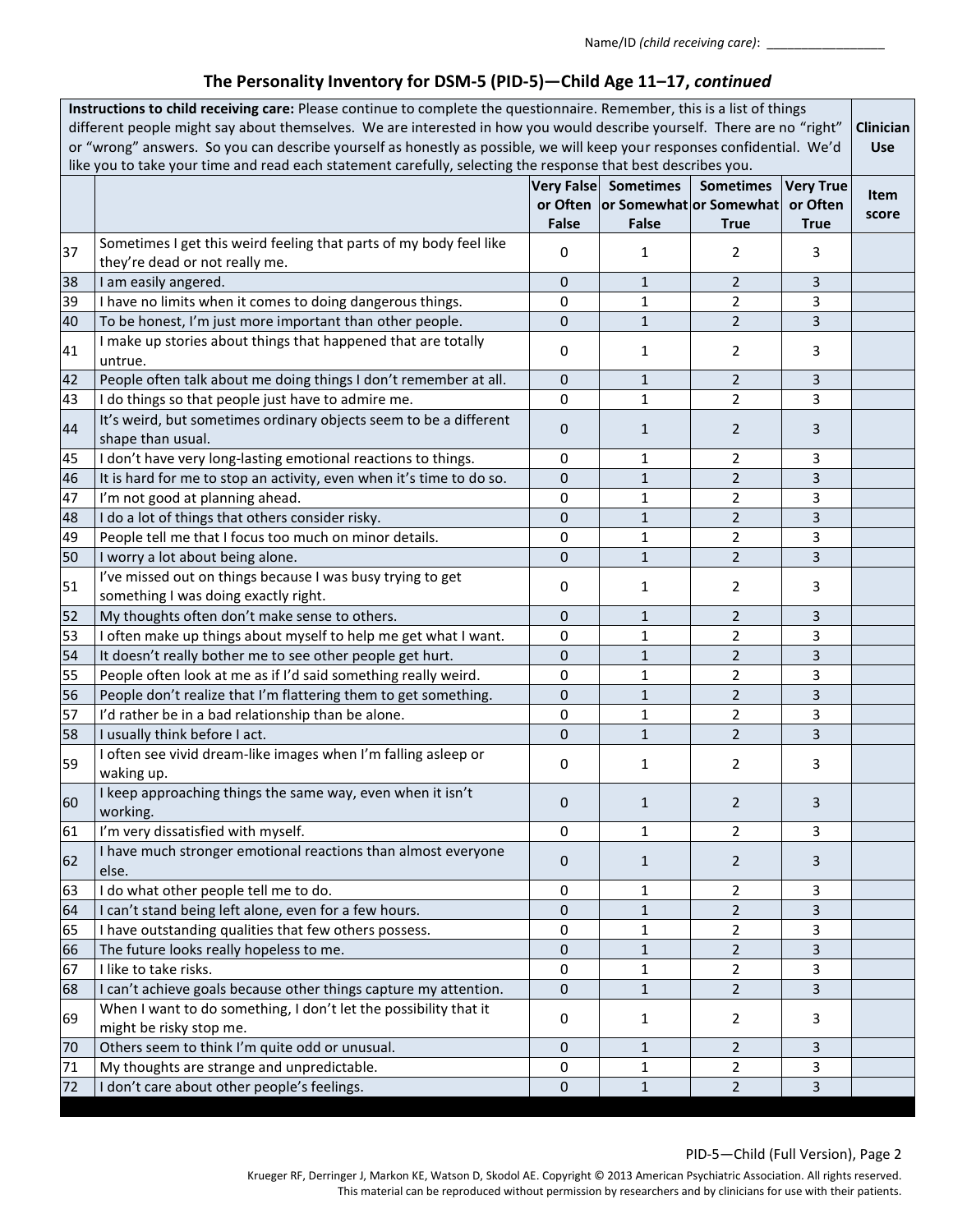Name/ID *(child receiving care)*: _________________

## The Personality Inventory for DSM-5 (PID-5)—Child Age 11–17, *continued*

| **Instructions to child receiving care:** Please continue to complete the questionnaire. Remember, this is a list of things different people might say about themselves. We are interested in how you would describe yourself. There are no "right" or "wrong" answers. So you can describe yourself as honestly as possible, we will keep your responses confidential. We'd like you to take your time and read each statement carefully, selecting the response that best describes you. | | | | | | **Clinician Use** |
|---|---|---|---|---|---|---|
| | | **Very False or Often False** | **Sometimes or Somewhat False** | **Sometimes or Somewhat True** | **Very True or Often True** | **Item score** |
| 37 | Sometimes I get this weird feeling that parts of my body feel like they're dead or not really me. | 0 | 1 | 2 | 3 | |
| 38 | I am easily angered. | 0 | 1 | 2 | 3 | |
| 39 | I have no limits when it comes to doing dangerous things. | 0 | 1 | 2 | 3 | |
| 40 | To be honest, I'm just more important than other people. | 0 | 1 | 2 | 3 | |
| 41 | I make up stories about things that happened that are totally untrue. | 0 | 1 | 2 | 3 | |
| 42 | People often talk about me doing things I don't remember at all. | 0 | 1 | 2 | 3 | |
| 43 | I do things so that people just have to admire me. | 0 | 1 | 2 | 3 | |
| 44 | It's weird, but sometimes ordinary objects seem to be a different shape than usual. | 0 | 1 | 2 | 3 | |
| 45 | I don't have very long-lasting emotional reactions to things. | 0 | 1 | 2 | 3 | |
| 46 | It is hard for me to stop an activity, even when it's time to do so. | 0 | 1 | 2 | 3 | |
| 47 | I'm not good at planning ahead. | 0 | 1 | 2 | 3 | |
| 48 | I do a lot of things that others consider risky. | 0 | 1 | 2 | 3 | |
| 49 | People tell me that I focus too much on minor details. | 0 | 1 | 2 | 3 | |
| 50 | I worry a lot about being alone. | 0 | 1 | 2 | 3 | |
| 51 | I've missed out on things because I was busy trying to get something I was doing exactly right. | 0 | 1 | 2 | 3 | |
| 52 | My thoughts often don't make sense to others. | 0 | 1 | 2 | 3 | |
| 53 | I often make up things about myself to help me get what I want. | 0 | 1 | 2 | 3 | |
| 54 | It doesn't really bother me to see other people get hurt. | 0 | 1 | 2 | 3 | |
| 55 | People often look at me as if I'd said something really weird. | 0 | 1 | 2 | 3 | |
| 56 | People don't realize that I'm flattering them to get something. | 0 | 1 | 2 | 3 | |
| 57 | I'd rather be in a bad relationship than be alone. | 0 | 1 | 2 | 3 | |
| 58 | I usually think before I act. | 0 | 1 | 2 | 3 | |
| 59 | I often see vivid dream-like images when I'm falling asleep or waking up. | 0 | 1 | 2 | 3 | |
| 60 | I keep approaching things the same way, even when it isn't working. | 0 | 1 | 2 | 3 | |
| 61 | I'm very dissatisfied with myself. | 0 | 1 | 2 | 3 | |
| 62 | I have much stronger emotional reactions than almost everyone else. | 0 | 1 | 2 | 3 | |
| 63 | I do what other people tell me to do. | 0 | 1 | 2 | 3 | |
| 64 | I can't stand being left alone, even for a few hours. | 0 | 1 | 2 | 3 | |
| 65 | I have outstanding qualities that few others possess. | 0 | 1 | 2 | 3 | |
| 66 | The future looks really hopeless to me. | 0 | 1 | 2 | 3 | |
| 67 | I like to take risks. | 0 | 1 | 2 | 3 | |
| 68 | I can't achieve goals because other things capture my attention. | 0 | 1 | 2 | 3 | |
| 69 | When I want to do something, I don't let the possibility that it might be risky stop me. | 0 | 1 | 2 | 3 | |
| 70 | Others seem to think I'm quite odd or unusual. | 0 | 1 | 2 | 3 | |
| 71 | My thoughts are strange and unpredictable. | 0 | 1 | 2 | 3 | |
| 72 | I don't care about other people's feelings. | 0 | 1 | 2 | 3 | |

PID-5—Child (Full Version), Page 2

Krueger RF, Derringer J, Markon KE, Watson D, Skodol AE. Copyright © 2013 American Psychiatric Association. All rights reserved.
This material can be reproduced without permission by researchers and by clinicians for use with their patients.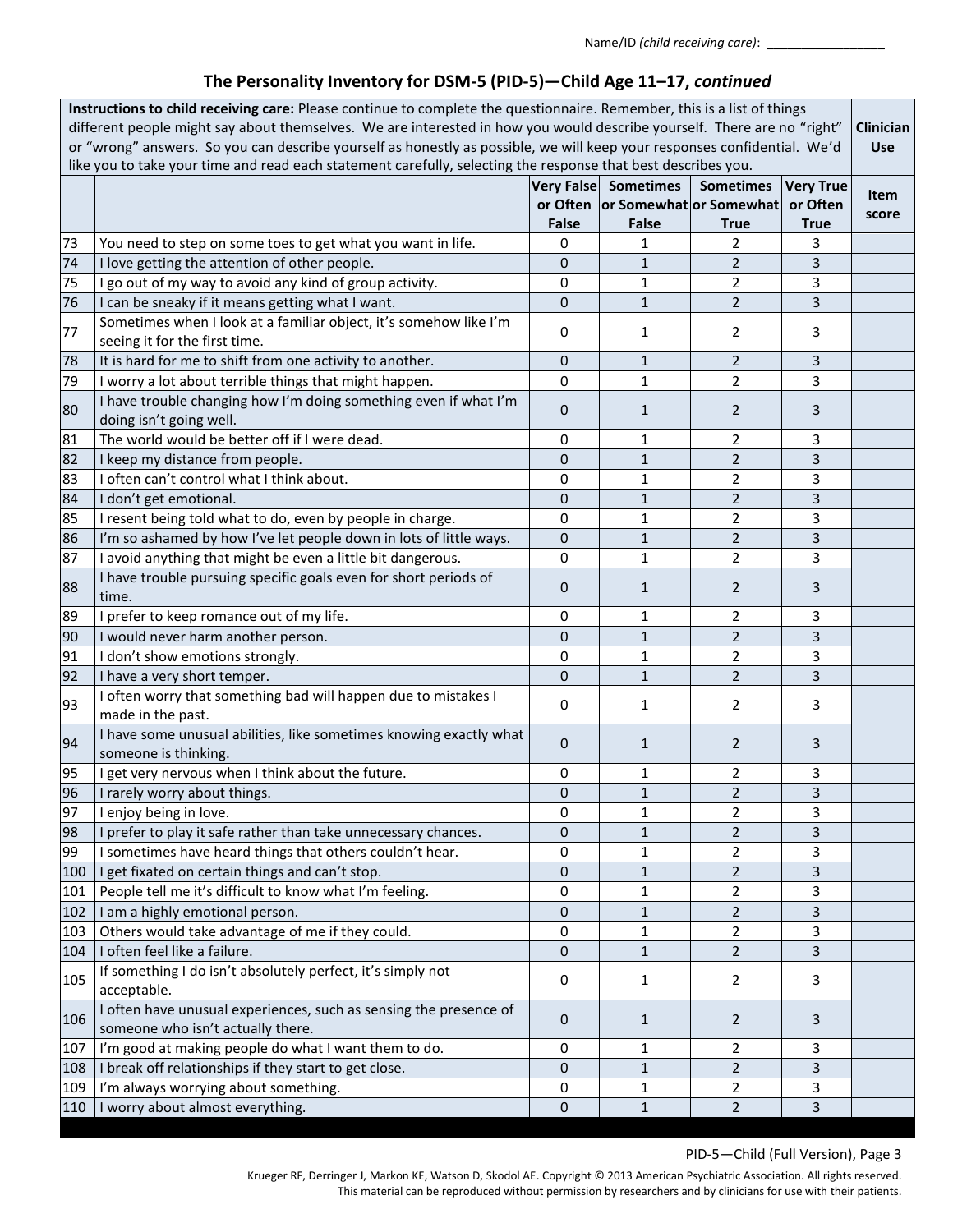Name/ID *(child receiving care)*: _________________

## The Personality Inventory for DSM-5 (PID-5)—Child Age 11–17, *continued*

| **Instructions to child receiving care:** Please continue to complete the questionnaire. Remember, this is a list of things different people might say about themselves. We are interested in how you would describe yourself. There are no "right" or "wrong" answers. So you can describe yourself as honestly as possible, we will keep your responses confidential. We'd like you to take your time and read each statement carefully, selecting the response that best describes you. | | | | | | **Clinician Use** |
|---|---|---|---|---|---|---|
| | | **Very False or Often False** | **Sometimes or Somewhat False** | **Sometimes or Somewhat True** | **Very True or Often True** | **Item score** |
| 73 | You need to step on some toes to get what you want in life. | 0 | 1 | 2 | 3 | |
| 74 | I love getting the attention of other people. | 0 | 1 | 2 | 3 | |
| 75 | I go out of my way to avoid any kind of group activity. | 0 | 1 | 2 | 3 | |
| 76 | I can be sneaky if it means getting what I want. | 0 | 1 | 2 | 3 | |
| 77 | Sometimes when I look at a familiar object, it's somehow like I'm seeing it for the first time. | 0 | 1 | 2 | 3 | |
| 78 | It is hard for me to shift from one activity to another. | 0 | 1 | 2 | 3 | |
| 79 | I worry a lot about terrible things that might happen. | 0 | 1 | 2 | 3 | |
| 80 | I have trouble changing how I'm doing something even if what I'm doing isn't going well. | 0 | 1 | 2 | 3 | |
| 81 | The world would be better off if I were dead. | 0 | 1 | 2 | 3 | |
| 82 | I keep my distance from people. | 0 | 1 | 2 | 3 | |
| 83 | I often can't control what I think about. | 0 | 1 | 2 | 3 | |
| 84 | I don't get emotional. | 0 | 1 | 2 | 3 | |
| 85 | I resent being told what to do, even by people in charge. | 0 | 1 | 2 | 3 | |
| 86 | I'm so ashamed by how I've let people down in lots of little ways. | 0 | 1 | 2 | 3 | |
| 87 | I avoid anything that might be even a little bit dangerous. | 0 | 1 | 2 | 3 | |
| 88 | I have trouble pursuing specific goals even for short periods of time. | 0 | 1 | 2 | 3 | |
| 89 | I prefer to keep romance out of my life. | 0 | 1 | 2 | 3 | |
| 90 | I would never harm another person. | 0 | 1 | 2 | 3 | |
| 91 | I don't show emotions strongly. | 0 | 1 | 2 | 3 | |
| 92 | I have a very short temper. | 0 | 1 | 2 | 3 | |
| 93 | I often worry that something bad will happen due to mistakes I made in the past. | 0 | 1 | 2 | 3 | |
| 94 | I have some unusual abilities, like sometimes knowing exactly what someone is thinking. | 0 | 1 | 2 | 3 | |
| 95 | I get very nervous when I think about the future. | 0 | 1 | 2 | 3 | |
| 96 | I rarely worry about things. | 0 | 1 | 2 | 3 | |
| 97 | I enjoy being in love. | 0 | 1 | 2 | 3 | |
| 98 | I prefer to play it safe rather than take unnecessary chances. | 0 | 1 | 2 | 3 | |
| 99 | I sometimes have heard things that others couldn't hear. | 0 | 1 | 2 | 3 | |
| 100 | I get fixated on certain things and can't stop. | 0 | 1 | 2 | 3 | |
| 101 | People tell me it's difficult to know what I'm feeling. | 0 | 1 | 2 | 3 | |
| 102 | I am a highly emotional person. | 0 | 1 | 2 | 3 | |
| 103 | Others would take advantage of me if they could. | 0 | 1 | 2 | 3 | |
| 104 | I often feel like a failure. | 0 | 1 | 2 | 3 | |
| 105 | If something I do isn't absolutely perfect, it's simply not acceptable. | 0 | 1 | 2 | 3 | |
| 106 | I often have unusual experiences, such as sensing the presence of someone who isn't actually there. | 0 | 1 | 2 | 3 | |
| 107 | I'm good at making people do what I want them to do. | 0 | 1 | 2 | 3 | |
| 108 | I break off relationships if they start to get close. | 0 | 1 | 2 | 3 | |
| 109 | I'm always worrying about something. | 0 | 1 | 2 | 3 | |
| 110 | I worry about almost everything. | 0 | 1 | 2 | 3 | |

PID-5—Child (Full Version), Page 3

Krueger RF, Derringer J, Markon KE, Watson D, Skodol AE. Copyright © 2013 American Psychiatric Association. All rights reserved.
This material can be reproduced without permission by researchers and by clinicians for use with their patients.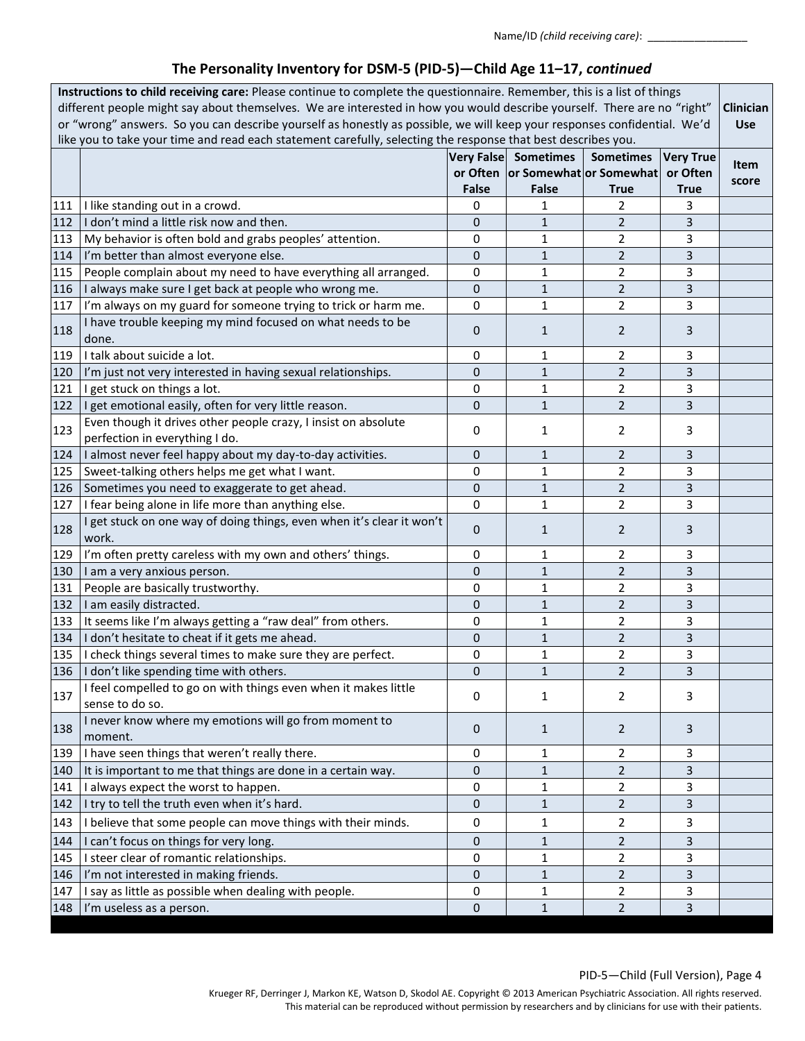Name/ID *(child receiving care)*: _________________

## The Personality Inventory for DSM-5 (PID-5)—Child Age 11–17, *continued*

| **Instructions to child receiving care:** Please continue to complete the questionnaire. Remember, this is a list of things different people might say about themselves. We are interested in how you would describe yourself. There are no "right" or "wrong" answers. So you can describe yourself as honestly as possible, we will keep your responses confidential. We'd like you to take your time and read each statement carefully, selecting the response that best describes you. | | | | | | **Clinician Use** |
|---|---|---|---|---|---|---|
| | | **Very False or Often False** | **Sometimes or Somewhat False** | **Sometimes or Somewhat True** | **Very True or Often True** | **Item score** |
| 111 | I like standing out in a crowd. | 0 | 1 | 2 | 3 | |
| 112 | I don't mind a little risk now and then. | 0 | 1 | 2 | 3 | |
| 113 | My behavior is often bold and grabs peoples' attention. | 0 | 1 | 2 | 3 | |
| 114 | I'm better than almost everyone else. | 0 | 1 | 2 | 3 | |
| 115 | People complain about my need to have everything all arranged. | 0 | 1 | 2 | 3 | |
| 116 | I always make sure I get back at people who wrong me. | 0 | 1 | 2 | 3 | |
| 117 | I'm always on my guard for someone trying to trick or harm me. | 0 | 1 | 2 | 3 | |
| 118 | I have trouble keeping my mind focused on what needs to be done. | 0 | 1 | 2 | 3 | |
| 119 | I talk about suicide a lot. | 0 | 1 | 2 | 3 | |
| 120 | I'm just not very interested in having sexual relationships. | 0 | 1 | 2 | 3 | |
| 121 | I get stuck on things a lot. | 0 | 1 | 2 | 3 | |
| 122 | I get emotional easily, often for very little reason. | 0 | 1 | 2 | 3 | |
| 123 | Even though it drives other people crazy, I insist on absolute perfection in everything I do. | 0 | 1 | 2 | 3 | |
| 124 | I almost never feel happy about my day-to-day activities. | 0 | 1 | 2 | 3 | |
| 125 | Sweet-talking others helps me get what I want. | 0 | 1 | 2 | 3 | |
| 126 | Sometimes you need to exaggerate to get ahead. | 0 | 1 | 2 | 3 | |
| 127 | I fear being alone in life more than anything else. | 0 | 1 | 2 | 3 | |
| 128 | I get stuck on one way of doing things, even when it's clear it won't work. | 0 | 1 | 2 | 3 | |
| 129 | I'm often pretty careless with my own and others' things. | 0 | 1 | 2 | 3 | |
| 130 | I am a very anxious person. | 0 | 1 | 2 | 3 | |
| 131 | People are basically trustworthy. | 0 | 1 | 2 | 3 | |
| 132 | I am easily distracted. | 0 | 1 | 2 | 3 | |
| 133 | It seems like I'm always getting a "raw deal" from others. | 0 | 1 | 2 | 3 | |
| 134 | I don't hesitate to cheat if it gets me ahead. | 0 | 1 | 2 | 3 | |
| 135 | I check things several times to make sure they are perfect. | 0 | 1 | 2 | 3 | |
| 136 | I don't like spending time with others. | 0 | 1 | 2 | 3 | |
| 137 | I feel compelled to go on with things even when it makes little sense to do so. | 0 | 1 | 2 | 3 | |
| 138 | I never know where my emotions will go from moment to moment. | 0 | 1 | 2 | 3 | |
| 139 | I have seen things that weren't really there. | 0 | 1 | 2 | 3 | |
| 140 | It is important to me that things are done in a certain way. | 0 | 1 | 2 | 3 | |
| 141 | I always expect the worst to happen. | 0 | 1 | 2 | 3 | |
| 142 | I try to tell the truth even when it's hard. | 0 | 1 | 2 | 3 | |
| 143 | I believe that some people can move things with their minds. | 0 | 1 | 2 | 3 | |
| 144 | I can't focus on things for very long. | 0 | 1 | 2 | 3 | |
| 145 | I steer clear of romantic relationships. | 0 | 1 | 2 | 3 | |
| 146 | I'm not interested in making friends. | 0 | 1 | 2 | 3 | |
| 147 | I say as little as possible when dealing with people. | 0 | 1 | 2 | 3 | |
| 148 | I'm useless as a person. | 0 | 1 | 2 | 3 | |

PID-5—Child (Full Version), Page 4

Krueger RF, Derringer J, Markon KE, Watson D, Skodol AE. Copyright © 2013 American Psychiatric Association. All rights reserved.
This material can be reproduced without permission by researchers and by clinicians for use with their patients.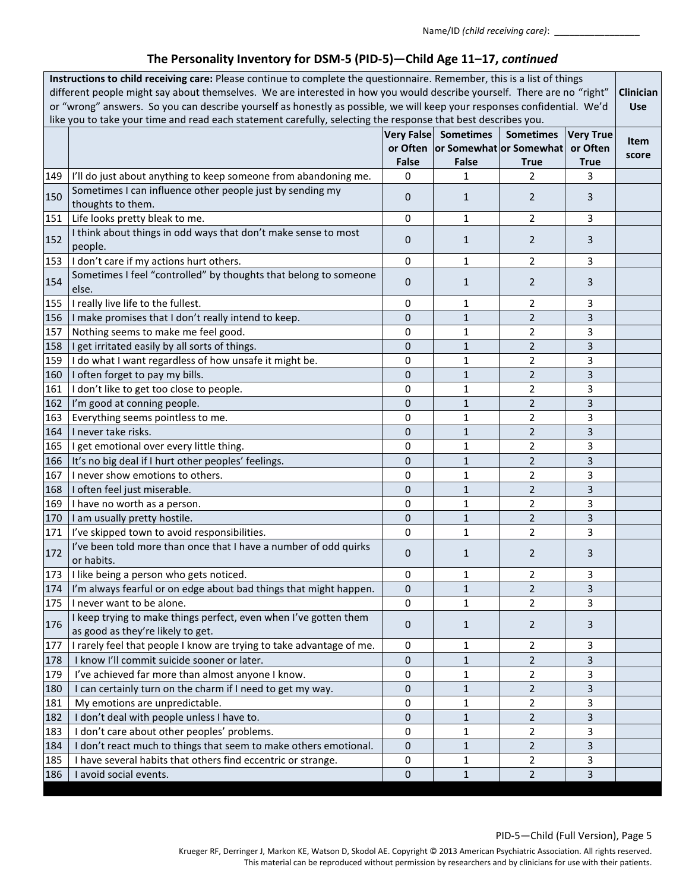Name/ID *(child receiving care)*: ________________

## The Personality Inventory for DSM-5 (PID-5)—Child Age 11–17, *continued*

| **Instructions to child receiving care:** Please continue to complete the questionnaire. Remember, this is a list of things different people might say about themselves. We are interested in how you would describe yourself. There are no "right" or "wrong" answers. So you can describe yourself as honestly as possible, we will keep your responses confidential. We'd like you to take your time and read each statement carefully, selecting the response that best describes you. | | | | | | **Clinician Use** |
|---|---|---|---|---|---|---|
| | | **Very False or Often False** | **Sometimes or Somewhat False** | **Sometimes or Somewhat True** | **Very True or Often True** | **Item score** |
| 149 | I'll do just about anything to keep someone from abandoning me. | 0 | 1 | 2 | 3 | |
| 150 | Sometimes I can influence other people just by sending my thoughts to them. | 0 | 1 | 2 | 3 | |
| 151 | Life looks pretty bleak to me. | 0 | 1 | 2 | 3 | |
| 152 | I think about things in odd ways that don't make sense to most people. | 0 | 1 | 2 | 3 | |
| 153 | I don't care if my actions hurt others. | 0 | 1 | 2 | 3 | |
| 154 | Sometimes I feel "controlled" by thoughts that belong to someone else. | 0 | 1 | 2 | 3 | |
| 155 | I really live life to the fullest. | 0 | 1 | 2 | 3 | |
| 156 | I make promises that I don't really intend to keep. | 0 | 1 | 2 | 3 | |
| 157 | Nothing seems to make me feel good. | 0 | 1 | 2 | 3 | |
| 158 | I get irritated easily by all sorts of things. | 0 | 1 | 2 | 3 | |
| 159 | I do what I want regardless of how unsafe it might be. | 0 | 1 | 2 | 3 | |
| 160 | I often forget to pay my bills. | 0 | 1 | 2 | 3 | |
| 161 | I don't like to get too close to people. | 0 | 1 | 2 | 3 | |
| 162 | I'm good at conning people. | 0 | 1 | 2 | 3 | |
| 163 | Everything seems pointless to me. | 0 | 1 | 2 | 3 | |
| 164 | I never take risks. | 0 | 1 | 2 | 3 | |
| 165 | I get emotional over every little thing. | 0 | 1 | 2 | 3 | |
| 166 | It's no big deal if I hurt other peoples' feelings. | 0 | 1 | 2 | 3 | |
| 167 | I never show emotions to others. | 0 | 1 | 2 | 3 | |
| 168 | I often feel just miserable. | 0 | 1 | 2 | 3 | |
| 169 | I have no worth as a person. | 0 | 1 | 2 | 3 | |
| 170 | I am usually pretty hostile. | 0 | 1 | 2 | 3 | |
| 171 | I've skipped town to avoid responsibilities. | 0 | 1 | 2 | 3 | |
| 172 | I've been told more than once that I have a number of odd quirks or habits. | 0 | 1 | 2 | 3 | |
| 173 | I like being a person who gets noticed. | 0 | 1 | 2 | 3 | |
| 174 | I'm always fearful or on edge about bad things that might happen. | 0 | 1 | 2 | 3 | |
| 175 | I never want to be alone. | 0 | 1 | 2 | 3 | |
| 176 | I keep trying to make things perfect, even when I've gotten them as good as they're likely to get. | 0 | 1 | 2 | 3 | |
| 177 | I rarely feel that people I know are trying to take advantage of me. | 0 | 1 | 2 | 3 | |
| 178 | I know I'll commit suicide sooner or later. | 0 | 1 | 2 | 3 | |
| 179 | I've achieved far more than almost anyone I know. | 0 | 1 | 2 | 3 | |
| 180 | I can certainly turn on the charm if I need to get my way. | 0 | 1 | 2 | 3 | |
| 181 | My emotions are unpredictable. | 0 | 1 | 2 | 3 | |
| 182 | I don't deal with people unless I have to. | 0 | 1 | 2 | 3 | |
| 183 | I don't care about other peoples' problems. | 0 | 1 | 2 | 3 | |
| 184 | I don't react much to things that seem to make others emotional. | 0 | 1 | 2 | 3 | |
| 185 | I have several habits that others find eccentric or strange. | 0 | 1 | 2 | 3 | |
| 186 | I avoid social events. | 0 | 1 | 2 | 3 | |

PID-5—Child (Full Version), Page 5

Krueger RF, Derringer J, Markon KE, Watson D, Skodol AE. Copyright © 2013 American Psychiatric Association. All rights reserved.
This material can be reproduced without permission by researchers and by clinicians for use with their patients.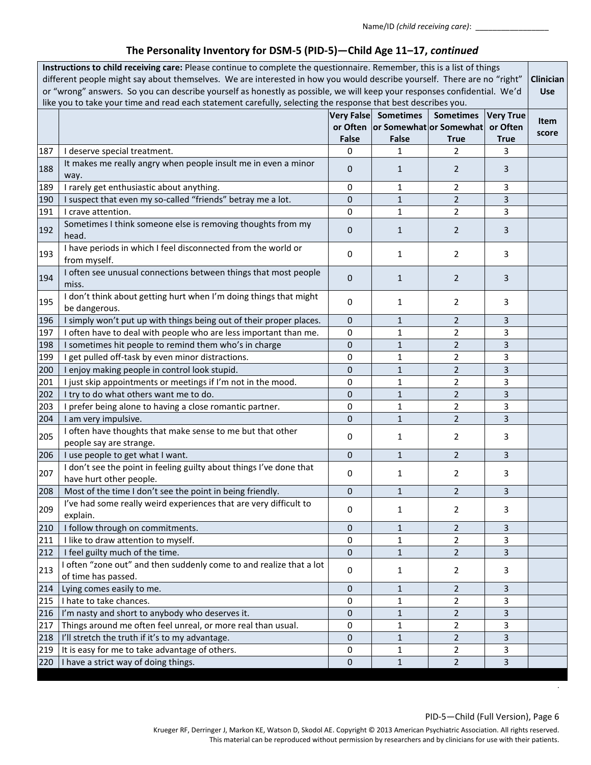Name/ID *(child receiving care)*: ________________

## The Personality Inventory for DSM-5 (PID-5)—Child Age 11–17, *continued*

| **Instructions to child receiving care:** Please continue to complete the questionnaire. Remember, this is a list of things different people might say about themselves. We are interested in how you would describe yourself. There are no "right" or "wrong" answers. So you can describe yourself as honestly as possible, we will keep your responses confidential. We'd like you to take your time and read each statement carefully, selecting the response that best describes you. | | | | | | **Clinician Use** |
|---|---|---|---|---|---|---|
| | | **Very False or Often False** | **Sometimes or Somewhat False** | **Sometimes or Somewhat True** | **Very True or Often True** | **Item score** |
| 187 | I deserve special treatment. | 0 | 1 | 2 | 3 | |
| 188 | It makes me really angry when people insult me in even a minor way. | 0 | 1 | 2 | 3 | |
| 189 | I rarely get enthusiastic about anything. | 0 | 1 | 2 | 3 | |
| 190 | I suspect that even my so-called "friends" betray me a lot. | 0 | 1 | 2 | 3 | |
| 191 | I crave attention. | 0 | 1 | 2 | 3 | |
| 192 | Sometimes I think someone else is removing thoughts from my head. | 0 | 1 | 2 | 3 | |
| 193 | I have periods in which I feel disconnected from the world or from myself. | 0 | 1 | 2 | 3 | |
| 194 | I often see unusual connections between things that most people miss. | 0 | 1 | 2 | 3 | |
| 195 | I don't think about getting hurt when I'm doing things that might be dangerous. | 0 | 1 | 2 | 3 | |
| 196 | I simply won't put up with things being out of their proper places. | 0 | 1 | 2 | 3 | |
| 197 | I often have to deal with people who are less important than me. | 0 | 1 | 2 | 3 | |
| 198 | I sometimes hit people to remind them who's in charge | 0 | 1 | 2 | 3 | |
| 199 | I get pulled off-task by even minor distractions. | 0 | 1 | 2 | 3 | |
| 200 | I enjoy making people in control look stupid. | 0 | 1 | 2 | 3 | |
| 201 | I just skip appointments or meetings if I'm not in the mood. | 0 | 1 | 2 | 3 | |
| 202 | I try to do what others want me to do. | 0 | 1 | 2 | 3 | |
| 203 | I prefer being alone to having a close romantic partner. | 0 | 1 | 2 | 3 | |
| 204 | I am very impulsive. | 0 | 1 | 2 | 3 | |
| 205 | I often have thoughts that make sense to me but that other people say are strange. | 0 | 1 | 2 | 3 | |
| 206 | I use people to get what I want. | 0 | 1 | 2 | 3 | |
| 207 | I don't see the point in feeling guilty about things I've done that have hurt other people. | 0 | 1 | 2 | 3 | |
| 208 | Most of the time I don't see the point in being friendly. | 0 | 1 | 2 | 3 | |
| 209 | I've had some really weird experiences that are very difficult to explain. | 0 | 1 | 2 | 3 | |
| 210 | I follow through on commitments. | 0 | 1 | 2 | 3 | |
| 211 | I like to draw attention to myself. | 0 | 1 | 2 | 3 | |
| 212 | I feel guilty much of the time. | 0 | 1 | 2 | 3 | |
| 213 | I often "zone out" and then suddenly come to and realize that a lot of time has passed. | 0 | 1 | 2 | 3 | |
| 214 | Lying comes easily to me. | 0 | 1 | 2 | 3 | |
| 215 | I hate to take chances. | 0 | 1 | 2 | 3 | |
| 216 | I'm nasty and short to anybody who deserves it. | 0 | 1 | 2 | 3 | |
| 217 | Things around me often feel unreal, or more real than usual. | 0 | 1 | 2 | 3 | |
| 218 | I'll stretch the truth if it's to my advantage. | 0 | 1 | 2 | 3 | |
| 219 | It is easy for me to take advantage of others. | 0 | 1 | 2 | 3 | |
| 220 | I have a strict way of doing things. | 0 | 1 | 2 | 3 | |

PID-5—Child (Full Version), Page 6

Krueger RF, Derringer J, Markon KE, Watson D, Skodol AE. Copyright © 2013 American Psychiatric Association. All rights reserved.
This material can be reproduced without permission by researchers and by clinicians for use with their patients.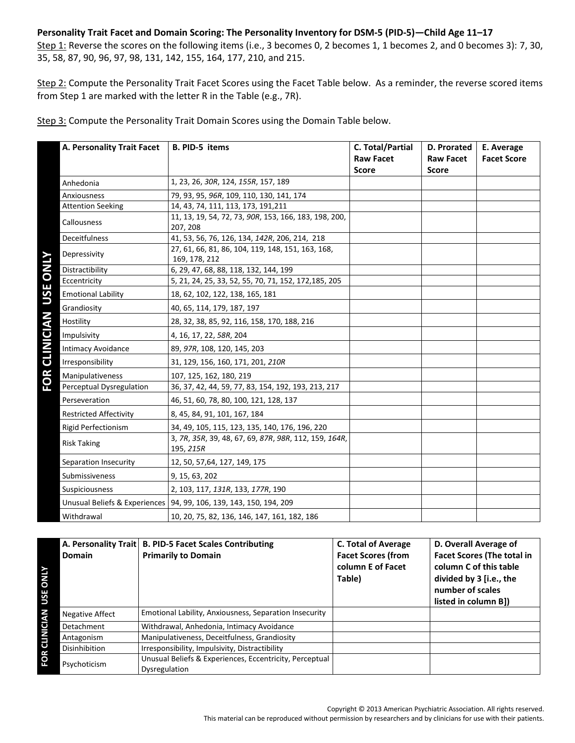**Personality Trait Facet and Domain Scoring: The Personality Inventory for DSM-5 (PID-5)—Child Age 11–17**

Step 1: Reverse the scores on the following items (i.e., 3 becomes 0, 2 becomes 1, 1 becomes 2, and 0 becomes 3): 7, 30, 35, 58, 87, 90, 96, 97, 98, 131, 142, 155, 164, 177, 210, and 215.

Step 2: Compute the Personality Trait Facet Scores using the Facet Table below. As a reminder, the reverse scored items from Step 1 are marked with the letter R in the Table (e.g., 7R).

Step 3: Compute the Personality Trait Domain Scores using the Domain Table below.

FOR CLINICIAN USE ONLY

| A. Personality Trait Facet | B. PID-5 items | C. Total/Partial Raw Facet Score | D. Prorated Raw Facet Score | E. Average Facet Score |
|---|---|---|---|---|
| Anhedonia | 1, 23, 26, *30R*, 124, *155R*, 157, 189 | | | |
| Anxiousness | 79, 93, 95, *96R*, 109, 110, 130, 141, 174 | | | |
| Attention Seeking | 14, 43, 74, 111, 113, 173, 191,211 | | | |
| Callousness | 11, 13, 19, 54, 72, 73, *90R*, 153, 166, 183, 198, 200, 207, 208 | | | |
| Deceitfulness | 41, 53, 56, 76, 126, 134, *142R*, 206, 214, 218 | | | |
| Depressivity | 27, 61, 66, 81, 86, 104, 119, 148, 151, 163, 168, 169, 178, 212 | | | |
| Distractibility | 6, 29, 47, 68, 88, 118, 132, 144, 199 | | | |
| Eccentricity | 5, 21, 24, 25, 33, 52, 55, 70, 71, 152, 172,185, 205 | | | |
| Emotional Lability | 18, 62, 102, 122, 138, 165, 181 | | | |
| Grandiosity | 40, 65, 114, 179, 187, 197 | | | |
| Hostility | 28, 32, 38, 85, 92, 116, 158, 170, 188, 216 | | | |
| Impulsivity | 4, 16, 17, 22, *58R*, 204 | | | |
| Intimacy Avoidance | 89, *97R*, 108, 120, 145, 203 | | | |
| Irresponsibility | 31, 129, 156, 160, 171, 201, *210R* | | | |
| Manipulativeness | 107, 125, 162, 180, 219 | | | |
| Perceptual Dysregulation | 36, 37, 42, 44, 59, 77, 83, 154, 192, 193, 213, 217 | | | |
| Perseveration | 46, 51, 60, 78, 80, 100, 121, 128, 137 | | | |
| Restricted Affectivity | 8, 45, 84, 91, 101, 167, 184 | | | |
| Rigid Perfectionism | 34, 49, 105, 115, 123, 135, 140, 176, 196, 220 | | | |
| Risk Taking | 3, *7R*, *35R*, 39, 48, 67, 69, *87R*, *98R*, 112, 159, *164R*, 195, *215R* | | | |
| Separation Insecurity | 12, 50, 57,64, 127, 149, 175 | | | |
| Submissiveness | 9, 15, 63, 202 | | | |
| Suspiciousness | 2, 103, 117, *131R*, 133, *177R*, 190 | | | |
| Unusual Beliefs & Experiences | 94, 99, 106, 139, 143, 150, 194, 209 | | | |
| Withdrawal | 10, 20, 75, 82, 136, 146, 147, 161, 182, 186 | | | |

FOR CLINICIAN USE ONLY

| A. Personality Trait Domain | B. PID-5 Facet Scales Contributing Primarily to Domain | C. Total of Average Facet Scores (from column E of Facet Table) | D. Overall Average of Facet Scores (The total in column C of this table divided by 3 [i.e., the number of scales listed in column B]) |
|---|---|---|---|
| Negative Affect | Emotional Lability, Anxiousness, Separation Insecurity | | |
| Detachment | Withdrawal, Anhedonia, Intimacy Avoidance | | |
| Antagonism | Manipulativeness, Deceitfulness, Grandiosity | | |
| Disinhibition | Irresponsibility, Impulsivity, Distractibility | | |
| Psychoticism | Unusual Beliefs & Experiences, Eccentricity, Perceptual Dysregulation | | |

Copyright © 2013 American Psychiatric Association. All rights reserved.
This material can be reproduced without permission by researchers and by clinicians for use with their patients.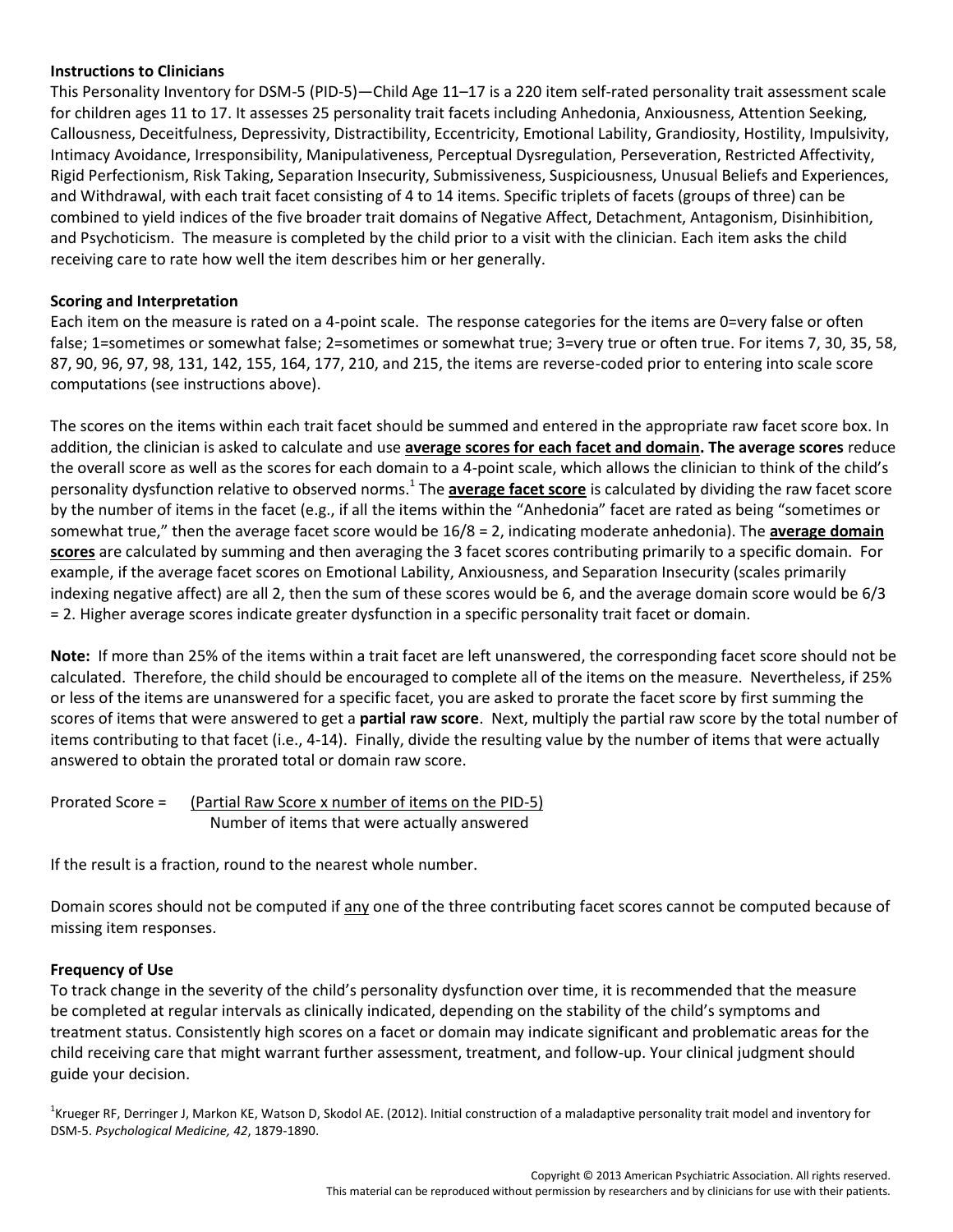**Instructions to Clinicians**

This Personality Inventory for DSM-5 (PID-5)—Child Age 11–17 is a 220 item self-rated personality trait assessment scale for children ages 11 to 17. It assesses 25 personality trait facets including Anhedonia, Anxiousness, Attention Seeking, Callousness, Deceitfulness, Depressivity, Distractibility, Eccentricity, Emotional Lability, Grandiosity, Hostility, Impulsivity, Intimacy Avoidance, Irresponsibility, Manipulativeness, Perceptual Dysregulation, Perseveration, Restricted Affectivity, Rigid Perfectionism, Risk Taking, Separation Insecurity, Submissiveness, Suspiciousness, Unusual Beliefs and Experiences, and Withdrawal, with each trait facet consisting of 4 to 14 items. Specific triplets of facets (groups of three) can be combined to yield indices of the five broader trait domains of Negative Affect, Detachment, Antagonism, Disinhibition, and Psychoticism. The measure is completed by the child prior to a visit with the clinician. Each item asks the child receiving care to rate how well the item describes him or her generally.

**Scoring and Interpretation**

Each item on the measure is rated on a 4-point scale. The response categories for the items are 0=very false or often false; 1=sometimes or somewhat false; 2=sometimes or somewhat true; 3=very true or often true. For items 7, 30, 35, 58, 87, 90, 96, 97, 98, 131, 142, 155, 164, 177, 210, and 215, the items are reverse-coded prior to entering into scale score computations (see instructions above).

The scores on the items within each trait facet should be summed and entered in the appropriate raw facet score box. In addition, the clinician is asked to calculate and use **average scores for each facet and domain. The average scores** reduce the overall score as well as the scores for each domain to a 4-point scale, which allows the clinician to think of the child's personality dysfunction relative to observed norms.[1] The **average facet score** is calculated by dividing the raw facet score by the number of items in the facet (e.g., if all the items within the "Anhedonia" facet are rated as being "sometimes or somewhat true," then the average facet score would be 16/8 = 2, indicating moderate anhedonia). The **average domain scores** are calculated by summing and then averaging the 3 facet scores contributing primarily to a specific domain. For example, if the average facet scores on Emotional Lability, Anxiousness, and Separation Insecurity (scales primarily indexing negative affect) are all 2, then the sum of these scores would be 6, and the average domain score would be 6/3 = 2. Higher average scores indicate greater dysfunction in a specific personality trait facet or domain.

**Note:** If more than 25% of the items within a trait facet are left unanswered, the corresponding facet score should not be calculated. Therefore, the child should be encouraged to complete all of the items on the measure. Nevertheless, if 25% or less of the items are unanswered for a specific facet, you are asked to prorate the facet score by first summing the scores of items that were answered to get a **partial raw score**. Next, multiply the partial raw score by the total number of items contributing to that facet (i.e., 4-14). Finally, divide the resulting value by the number of items that were actually answered to obtain the prorated total or domain raw score.

$$\text{Prorated Score} = \frac{\text{(Partial Raw Score x number of items on the PID-5)}}{\text{Number of items that were actually answered}}$$

If the result is a fraction, round to the nearest whole number.

Domain scores should not be computed if any one of the three contributing facet scores cannot be computed because of missing item responses.

**Frequency of Use**

To track change in the severity of the child's personality dysfunction over time, it is recommended that the measure be completed at regular intervals as clinically indicated, depending on the stability of the child's symptoms and treatment status. Consistently high scores on a facet or domain may indicate significant and problematic areas for the child receiving care that might warrant further assessment, treatment, and follow-up. Your clinical judgment should guide your decision.

[1]Krueger RF, Derringer J, Markon KE, Watson D, Skodol AE. (2012). Initial construction of a maladaptive personality trait model and inventory for DSM-5. *Psychological Medicine, 42*, 1879-1890.

Copyright © 2013 American Psychiatric Association. All rights reserved.
This material can be reproduced without permission by researchers and by clinicians for use with their patients.